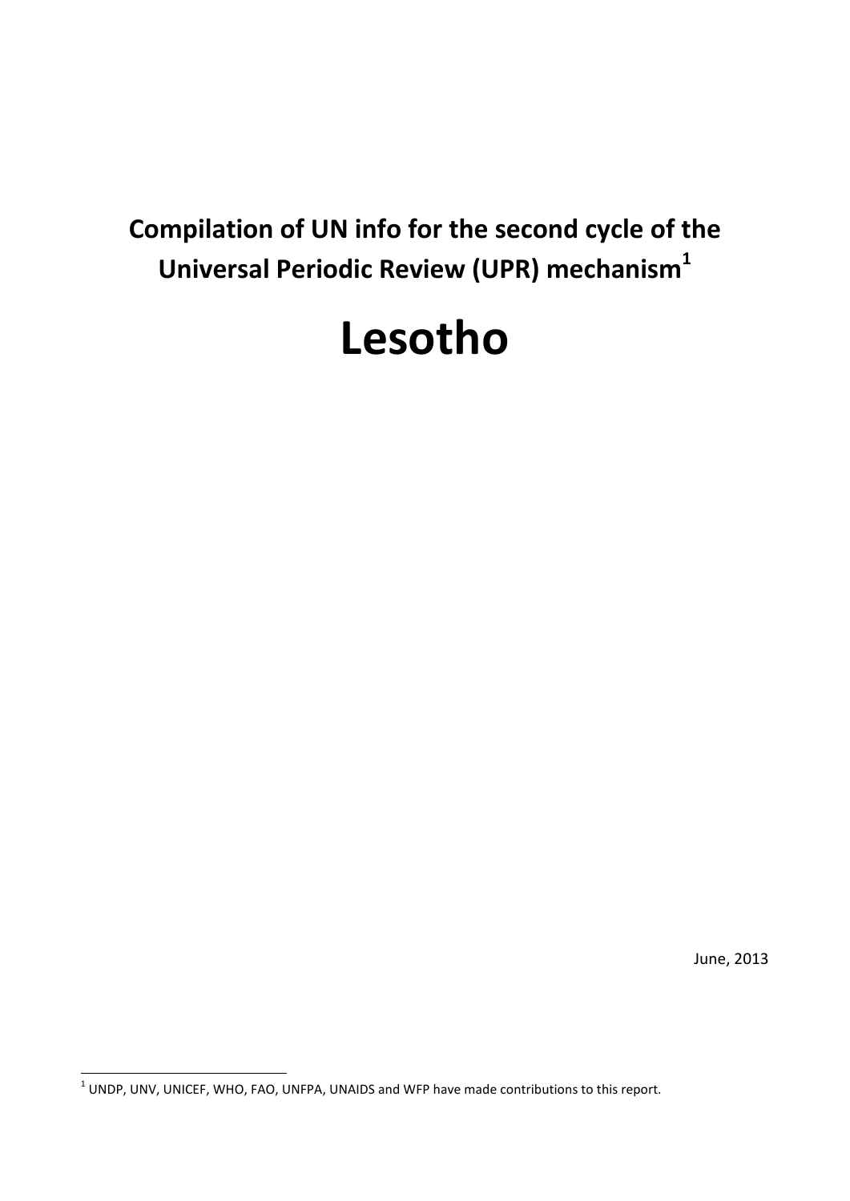# Compilation of UN info for the second cycle of the Universal Periodic Review (UPR) mechanism[1]

# Lesotho

June, 2013

[1] UNDP, UNV, UNICEF, WHO, FAO, UNFPA, UNAIDS and WFP have made contributions to this report.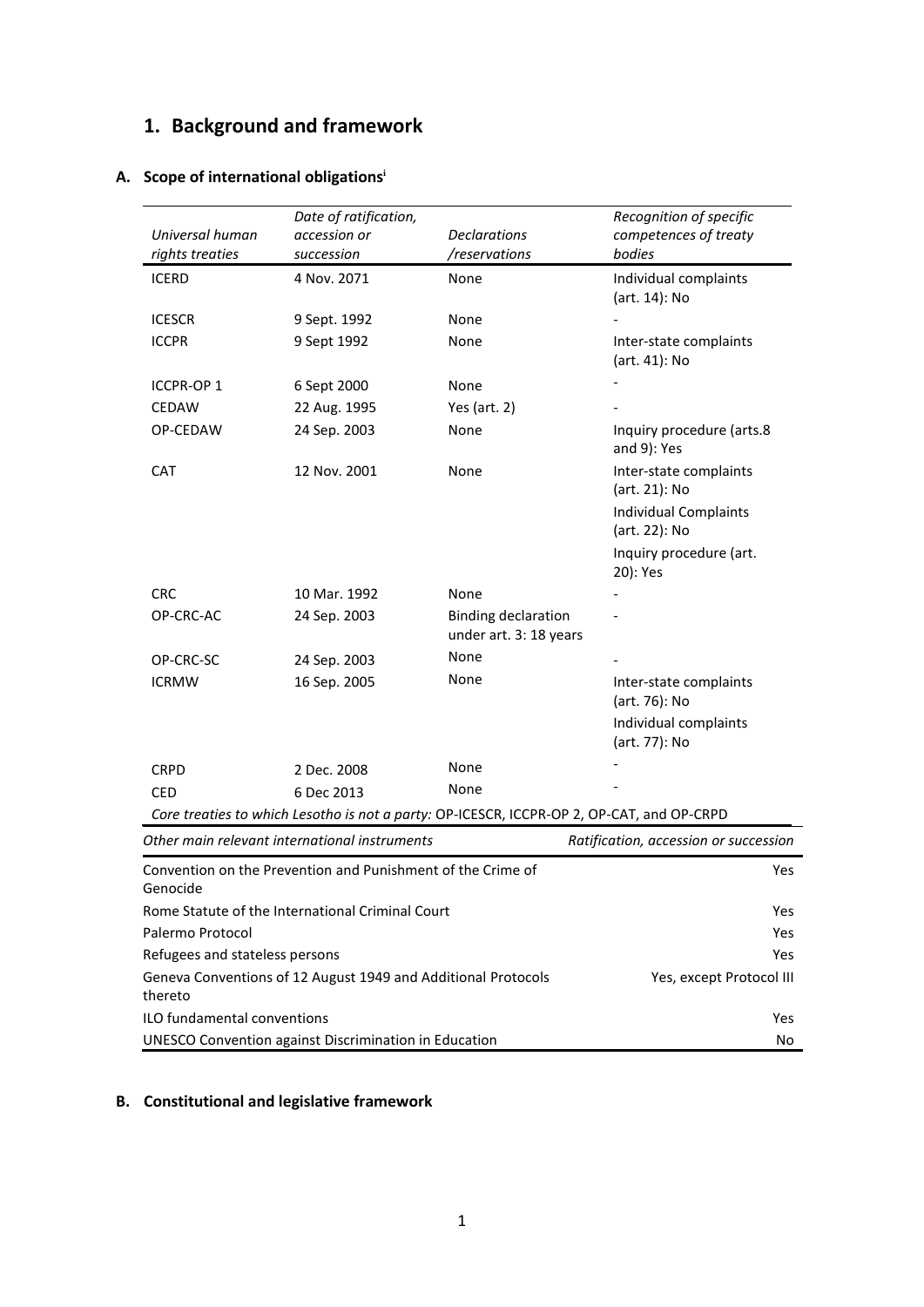# 1. Background and framework

## A. Scope of international obligations[i]

| *Universal human rights treaties* | *Date of ratification, accession or succession* | *Declarations /reservations* | *Recognition of specific competences of treaty bodies* |
|---|---|---|---|
| ICERD | 4 Nov. 2071 | None | Individual complaints (art. 14): No |
| ICESCR | 9 Sept. 1992 | None | - |
| ICCPR | 9 Sept 1992 | None | Inter-state complaints (art. 41): No |
| ICCPR-OP 1 | 6 Sept 2000 | None | - |
| CEDAW | 22 Aug. 1995 | Yes (art. 2) | - |
| OP-CEDAW | 24 Sep. 2003 | None | Inquiry procedure (arts.8 and 9): Yes |
| CAT | 12 Nov. 2001 | None | Inter-state complaints (art. 21): No<br>Individual Complaints (art. 22): No<br>Inquiry procedure (art. 20): Yes |
| CRC | 10 Mar. 1992 | None | - |
| OP-CRC-AC | 24 Sep. 2003 | Binding declaration under art. 3: 18 years | - |
| OP-CRC-SC | 24 Sep. 2003 | None | - |
| ICRMW | 16 Sep. 2005 | None | Inter-state complaints (art. 76): No<br>Individual complaints (art. 77): No |
| CRPD | 2 Dec. 2008 | None | - |
| CED | 6 Dec 2013 | None | - |

*Core treaties to which Lesotho is not a party:* OP-ICESCR, ICCPR-OP 2, OP-CAT, and OP-CRPD

| *Other main relevant international instruments* | *Ratification, accession or succession* |
|---|---|
| Convention on the Prevention and Punishment of the Crime of Genocide | Yes |
| Rome Statute of the International Criminal Court | Yes |
| Palermo Protocol | Yes |
| Refugees and stateless persons | Yes |
| Geneva Conventions of 12 August 1949 and Additional Protocols thereto | Yes, except Protocol III |
| ILO fundamental conventions | Yes |
| UNESCO Convention against Discrimination in Education | No |

## B. Constitutional and legislative framework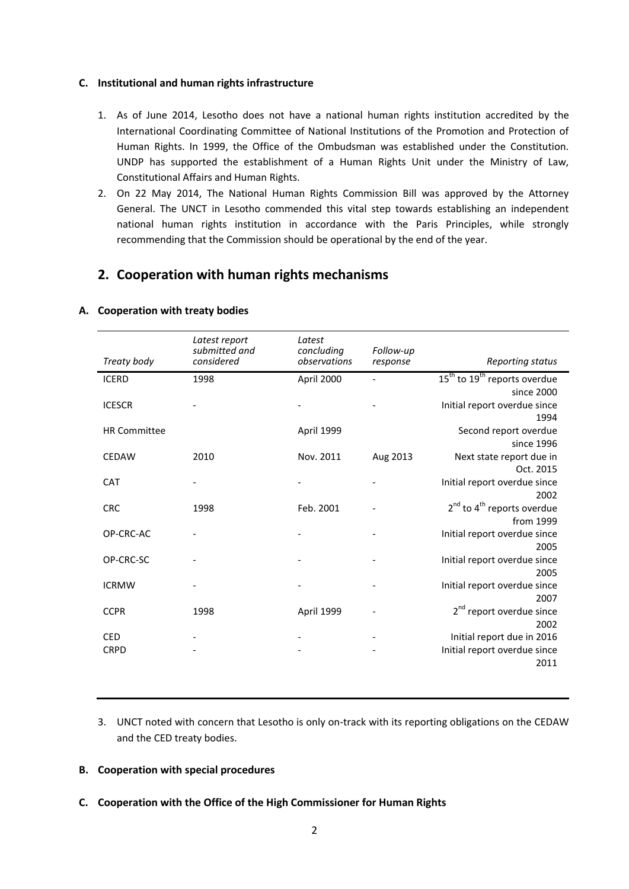**C. Institutional and human rights infrastructure**

1. As of June 2014, Lesotho does not have a national human rights institution accredited by the International Coordinating Committee of National Institutions of the Promotion and Protection of Human Rights. In 1999, the Office of the Ombudsman was established under the Constitution. UNDP has supported the establishment of a Human Rights Unit under the Ministry of Law, Constitutional Affairs and Human Rights.
2. On 22 May 2014, The National Human Rights Commission Bill was approved by the Attorney General. The UNCT in Lesotho commended this vital step towards establishing an independent national human rights institution in accordance with the Paris Principles, while strongly recommending that the Commission should be operational by the end of the year.

## 2. Cooperation with human rights mechanisms

**A. Cooperation with treaty bodies**

| *Treaty body* | *Latest report submitted and considered* | *Latest concluding observations* | *Follow-up response* | *Reporting status* |
|---|---|---|---|---|
| ICERD | 1998 | April 2000 | - | 15th to 19th reports overdue since 2000 |
| ICESCR | - | - | - | Initial report overdue since 1994 |
| HR Committee | | April 1999 | | Second report overdue since 1996 |
| CEDAW | 2010 | Nov. 2011 | Aug 2013 | Next state report due in Oct. 2015 |
| CAT | - | - | - | Initial report overdue since 2002 |
| CRC | 1998 | Feb. 2001 | - | 2nd to 4th reports overdue from 1999 |
| OP-CRC-AC | - | - | - | Initial report overdue since 2005 |
| OP-CRC-SC | - | - | - | Initial report overdue since 2005 |
| ICRMW | - | - | - | Initial report overdue since 2007 |
| CCPR | 1998 | April 1999 | - | 2nd report overdue since 2002 |
| CED | - | - | - | Initial report due in 2016 |
| CRPD | - | - | - | Initial report overdue since 2011 |

3. UNCT noted with concern that Lesotho is only on-track with its reporting obligations on the CEDAW and the CED treaty bodies.

**B. Cooperation with special procedures**

**C. Cooperation with the Office of the High Commissioner for Human Rights**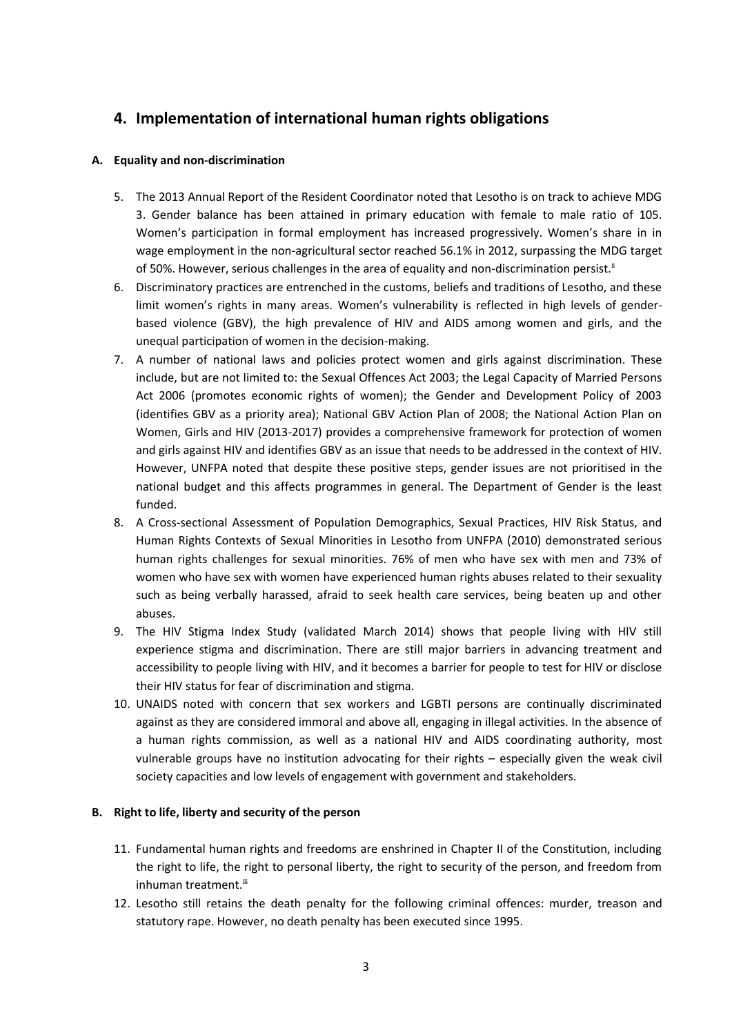## 4. Implementation of international human rights obligations

### A. Equality and non-discrimination

5. The 2013 Annual Report of the Resident Coordinator noted that Lesotho is on track to achieve MDG 3. Gender balance has been attained in primary education with female to male ratio of 105. Women's participation in formal employment has increased progressively. Women's share in in wage employment in the non-agricultural sector reached 56.1% in 2012, surpassing the MDG target of 50%. However, serious challenges in the area of equality and non-discrimination persist.[ii]
6. Discriminatory practices are entrenched in the customs, beliefs and traditions of Lesotho, and these limit women's rights in many areas. Women's vulnerability is reflected in high levels of gender-based violence (GBV), the high prevalence of HIV and AIDS among women and girls, and the unequal participation of women in the decision-making.
7. A number of national laws and policies protect women and girls against discrimination. These include, but are not limited to: the Sexual Offences Act 2003; the Legal Capacity of Married Persons Act 2006 (promotes economic rights of women); the Gender and Development Policy of 2003 (identifies GBV as a priority area); National GBV Action Plan of 2008; the National Action Plan on Women, Girls and HIV (2013-2017) provides a comprehensive framework for protection of women and girls against HIV and identifies GBV as an issue that needs to be addressed in the context of HIV. However, UNFPA noted that despite these positive steps, gender issues are not prioritised in the national budget and this affects programmes in general. The Department of Gender is the least funded.
8. A Cross-sectional Assessment of Population Demographics, Sexual Practices, HIV Risk Status, and Human Rights Contexts of Sexual Minorities in Lesotho from UNFPA (2010) demonstrated serious human rights challenges for sexual minorities. 76% of men who have sex with men and 73% of women who have sex with women have experienced human rights abuses related to their sexuality such as being verbally harassed, afraid to seek health care services, being beaten up and other abuses.
9. The HIV Stigma Index Study (validated March 2014) shows that people living with HIV still experience stigma and discrimination. There are still major barriers in advancing treatment and accessibility to people living with HIV, and it becomes a barrier for people to test for HIV or disclose their HIV status for fear of discrimination and stigma.
10. UNAIDS noted with concern that sex workers and LGBTI persons are continually discriminated against as they are considered immoral and above all, engaging in illegal activities. In the absence of a human rights commission, as well as a national HIV and AIDS coordinating authority, most vulnerable groups have no institution advocating for their rights – especially given the weak civil society capacities and low levels of engagement with government and stakeholders.

### B. Right to life, liberty and security of the person

11. Fundamental human rights and freedoms are enshrined in Chapter II of the Constitution, including the right to life, the right to personal liberty, the right to security of the person, and freedom from inhuman treatment.[iii]
12. Lesotho still retains the death penalty for the following criminal offences: murder, treason and statutory rape. However, no death penalty has been executed since 1995.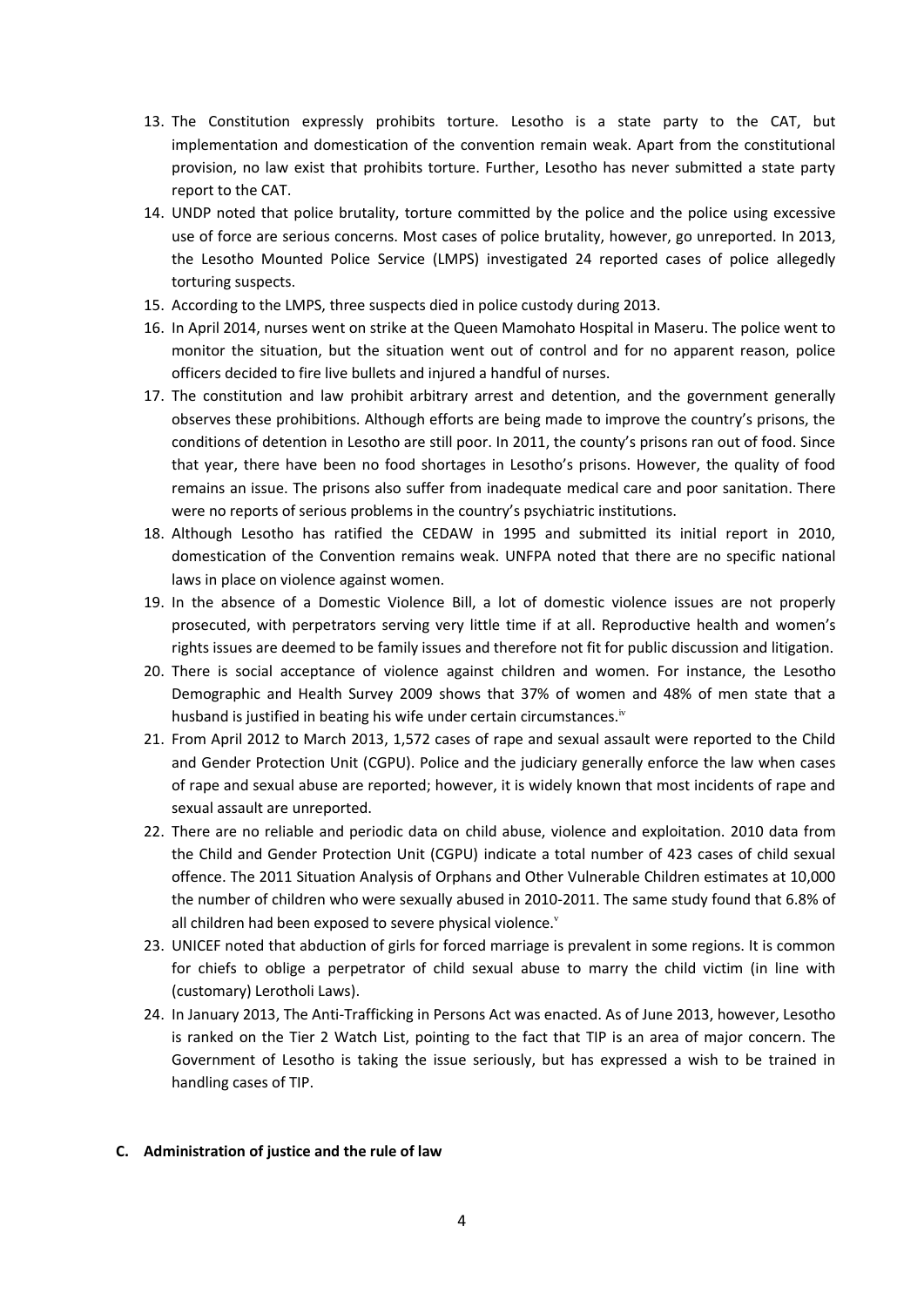13. The Constitution expressly prohibits torture. Lesotho is a state party to the CAT, but implementation and domestication of the convention remain weak. Apart from the constitutional provision, no law exist that prohibits torture. Further, Lesotho has never submitted a state party report to the CAT.
14. UNDP noted that police brutality, torture committed by the police and the police using excessive use of force are serious concerns. Most cases of police brutality, however, go unreported. In 2013, the Lesotho Mounted Police Service (LMPS) investigated 24 reported cases of police allegedly torturing suspects.
15. According to the LMPS, three suspects died in police custody during 2013.
16. In April 2014, nurses went on strike at the Queen Mamohato Hospital in Maseru. The police went to monitor the situation, but the situation went out of control and for no apparent reason, police officers decided to fire live bullets and injured a handful of nurses.
17. The constitution and law prohibit arbitrary arrest and detention, and the government generally observes these prohibitions. Although efforts are being made to improve the country's prisons, the conditions of detention in Lesotho are still poor. In 2011, the county's prisons ran out of food. Since that year, there have been no food shortages in Lesotho's prisons. However, the quality of food remains an issue. The prisons also suffer from inadequate medical care and poor sanitation. There were no reports of serious problems in the country's psychiatric institutions.
18. Although Lesotho has ratified the CEDAW in 1995 and submitted its initial report in 2010, domestication of the Convention remains weak. UNFPA noted that there are no specific national laws in place on violence against women.
19. In the absence of a Domestic Violence Bill, a lot of domestic violence issues are not properly prosecuted, with perpetrators serving very little time if at all. Reproductive health and women's rights issues are deemed to be family issues and therefore not fit for public discussion and litigation.
20. There is social acceptance of violence against children and women. For instance, the Lesotho Demographic and Health Survey 2009 shows that 37% of women and 48% of men state that a husband is justified in beating his wife under certain circumstances.[iv]
21. From April 2012 to March 2013, 1,572 cases of rape and sexual assault were reported to the Child and Gender Protection Unit (CGPU). Police and the judiciary generally enforce the law when cases of rape and sexual abuse are reported; however, it is widely known that most incidents of rape and sexual assault are unreported.
22. There are no reliable and periodic data on child abuse, violence and exploitation. 2010 data from the Child and Gender Protection Unit (CGPU) indicate a total number of 423 cases of child sexual offence. The 2011 Situation Analysis of Orphans and Other Vulnerable Children estimates at 10,000 the number of children who were sexually abused in 2010-2011. The same study found that 6.8% of all children had been exposed to severe physical violence.[v]
23. UNICEF noted that abduction of girls for forced marriage is prevalent in some regions. It is common for chiefs to oblige a perpetrator of child sexual abuse to marry the child victim (in line with (customary) Lerotholi Laws).
24. In January 2013, The Anti-Trafficking in Persons Act was enacted. As of June 2013, however, Lesotho is ranked on the Tier 2 Watch List, pointing to the fact that TIP is an area of major concern. The Government of Lesotho is taking the issue seriously, but has expressed a wish to be trained in handling cases of TIP.

### C. Administration of justice and the rule of law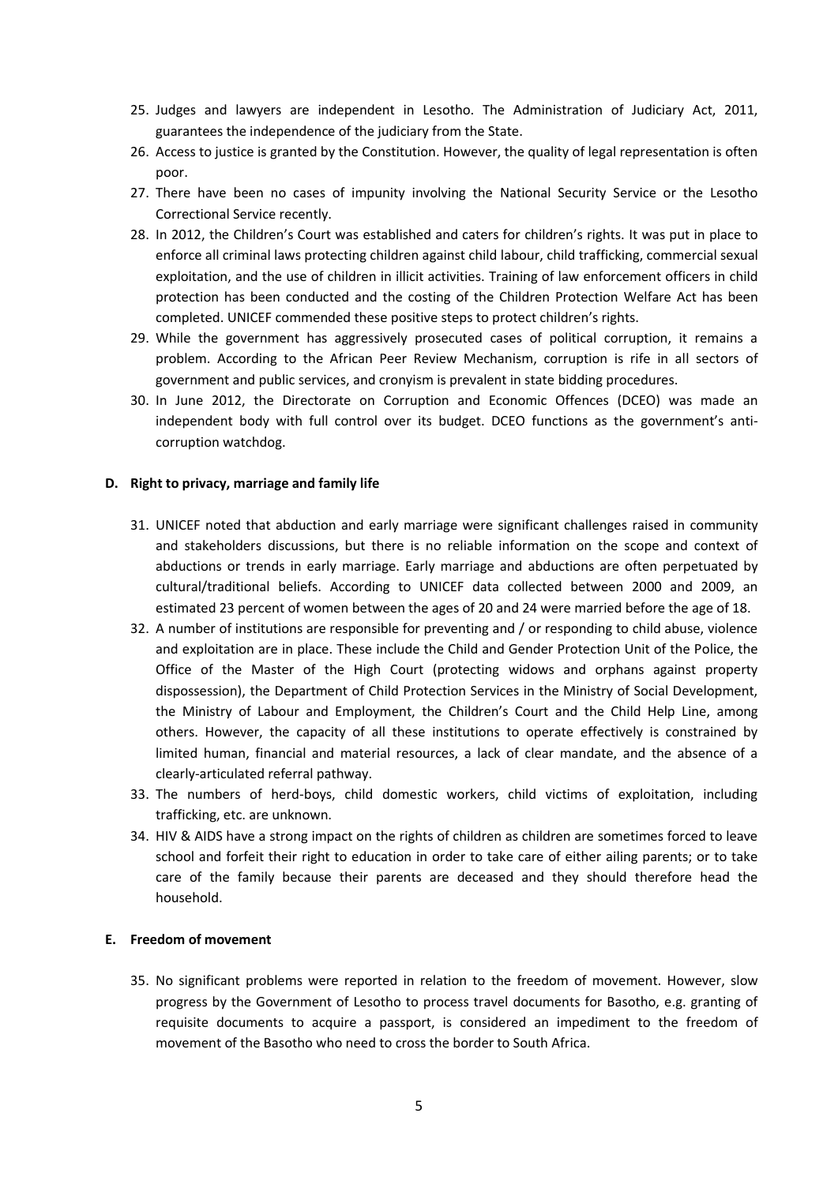25. Judges and lawyers are independent in Lesotho. The Administration of Judiciary Act, 2011, guarantees the independence of the judiciary from the State.
26. Access to justice is granted by the Constitution. However, the quality of legal representation is often poor.
27. There have been no cases of impunity involving the National Security Service or the Lesotho Correctional Service recently.
28. In 2012, the Children's Court was established and caters for children's rights. It was put in place to enforce all criminal laws protecting children against child labour, child trafficking, commercial sexual exploitation, and the use of children in illicit activities. Training of law enforcement officers in child protection has been conducted and the costing of the Children Protection Welfare Act has been completed. UNICEF commended these positive steps to protect children's rights.
29. While the government has aggressively prosecuted cases of political corruption, it remains a problem. According to the African Peer Review Mechanism, corruption is rife in all sectors of government and public services, and cronyism is prevalent in state bidding procedures.
30. In June 2012, the Directorate on Corruption and Economic Offences (DCEO) was made an independent body with full control over its budget. DCEO functions as the government's anti-corruption watchdog.

**D. Right to privacy, marriage and family life**

31. UNICEF noted that abduction and early marriage were significant challenges raised in community and stakeholders discussions, but there is no reliable information on the scope and context of abductions or trends in early marriage. Early marriage and abductions are often perpetuated by cultural/traditional beliefs. According to UNICEF data collected between 2000 and 2009, an estimated 23 percent of women between the ages of 20 and 24 were married before the age of 18.
32. A number of institutions are responsible for preventing and / or responding to child abuse, violence and exploitation are in place. These include the Child and Gender Protection Unit of the Police, the Office of the Master of the High Court (protecting widows and orphans against property dispossession), the Department of Child Protection Services in the Ministry of Social Development, the Ministry of Labour and Employment, the Children's Court and the Child Help Line, among others. However, the capacity of all these institutions to operate effectively is constrained by limited human, financial and material resources, a lack of clear mandate, and the absence of a clearly-articulated referral pathway.
33. The numbers of herd-boys, child domestic workers, child victims of exploitation, including trafficking, etc. are unknown.
34. HIV & AIDS have a strong impact on the rights of children as children are sometimes forced to leave school and forfeit their right to education in order to take care of either ailing parents; or to take care of the family because their parents are deceased and they should therefore head the household.

**E. Freedom of movement**

35. No significant problems were reported in relation to the freedom of movement. However, slow progress by the Government of Lesotho to process travel documents for Basotho, e.g. granting of requisite documents to acquire a passport, is considered an impediment to the freedom of movement of the Basotho who need to cross the border to South Africa.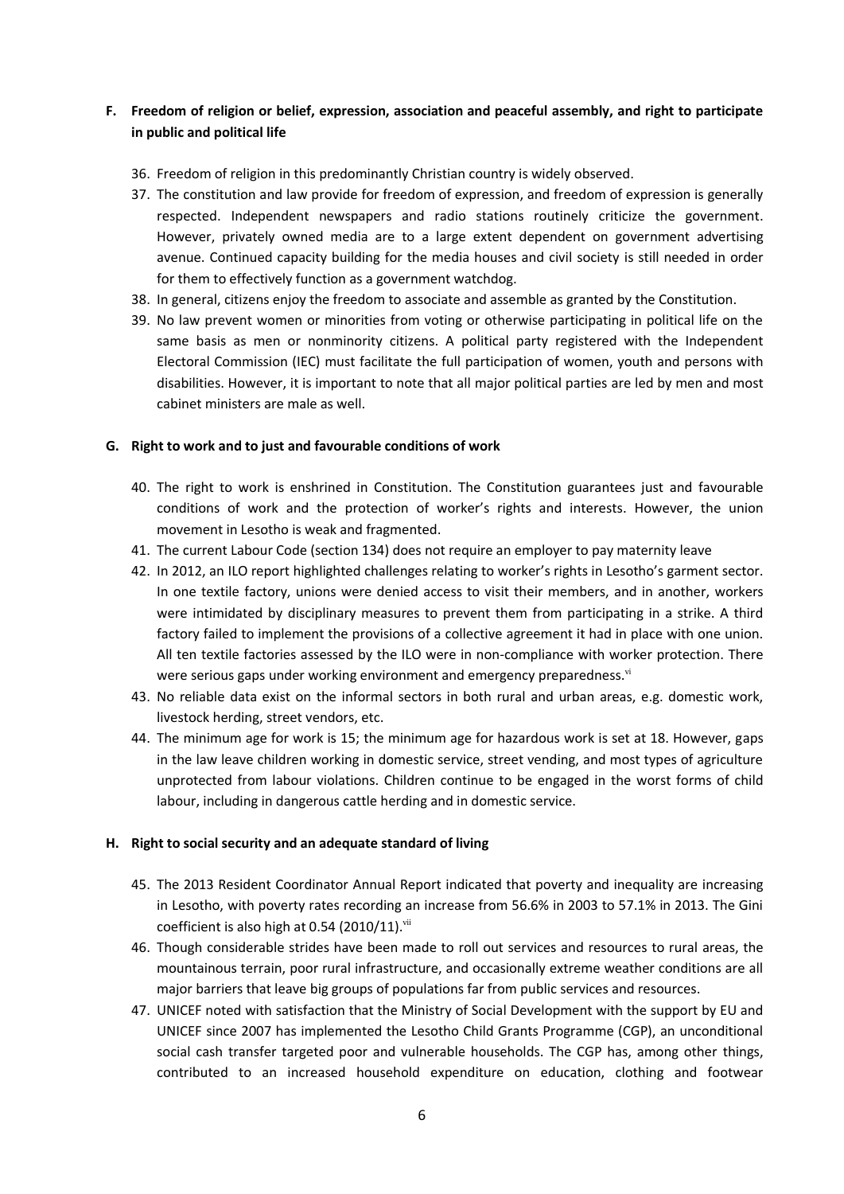## F. Freedom of religion or belief, expression, association and peaceful assembly, and right to participate in public and political life

36. Freedom of religion in this predominantly Christian country is widely observed.
37. The constitution and law provide for freedom of expression, and freedom of expression is generally respected. Independent newspapers and radio stations routinely criticize the government. However, privately owned media are to a large extent dependent on government advertising avenue. Continued capacity building for the media houses and civil society is still needed in order for them to effectively function as a government watchdog.
38. In general, citizens enjoy the freedom to associate and assemble as granted by the Constitution.
39. No law prevent women or minorities from voting or otherwise participating in political life on the same basis as men or nonminority citizens. A political party registered with the Independent Electoral Commission (IEC) must facilitate the full participation of women, youth and persons with disabilities. However, it is important to note that all major political parties are led by men and most cabinet ministers are male as well.

## G. Right to work and to just and favourable conditions of work

40. The right to work is enshrined in Constitution. The Constitution guarantees just and favourable conditions of work and the protection of worker's rights and interests. However, the union movement in Lesotho is weak and fragmented.
41. The current Labour Code (section 134) does not require an employer to pay maternity leave
42. In 2012, an ILO report highlighted challenges relating to worker's rights in Lesotho's garment sector. In one textile factory, unions were denied access to visit their members, and in another, workers were intimidated by disciplinary measures to prevent them from participating in a strike. A third factory failed to implement the provisions of a collective agreement it had in place with one union. All ten textile factories assessed by the ILO were in non-compliance with worker protection. There were serious gaps under working environment and emergency preparedness.[vi]
43. No reliable data exist on the informal sectors in both rural and urban areas, e.g. domestic work, livestock herding, street vendors, etc.
44. The minimum age for work is 15; the minimum age for hazardous work is set at 18. However, gaps in the law leave children working in domestic service, street vending, and most types of agriculture unprotected from labour violations. Children continue to be engaged in the worst forms of child labour, including in dangerous cattle herding and in domestic service.

## H. Right to social security and an adequate standard of living

45. The 2013 Resident Coordinator Annual Report indicated that poverty and inequality are increasing in Lesotho, with poverty rates recording an increase from 56.6% in 2003 to 57.1% in 2013. The Gini coefficient is also high at 0.54 (2010/11).[vii]
46. Though considerable strides have been made to roll out services and resources to rural areas, the mountainous terrain, poor rural infrastructure, and occasionally extreme weather conditions are all major barriers that leave big groups of populations far from public services and resources.
47. UNICEF noted with satisfaction that the Ministry of Social Development with the support by EU and UNICEF since 2007 has implemented the Lesotho Child Grants Programme (CGP), an unconditional social cash transfer targeted poor and vulnerable households. The CGP has, among other things, contributed to an increased household expenditure on education, clothing and footwear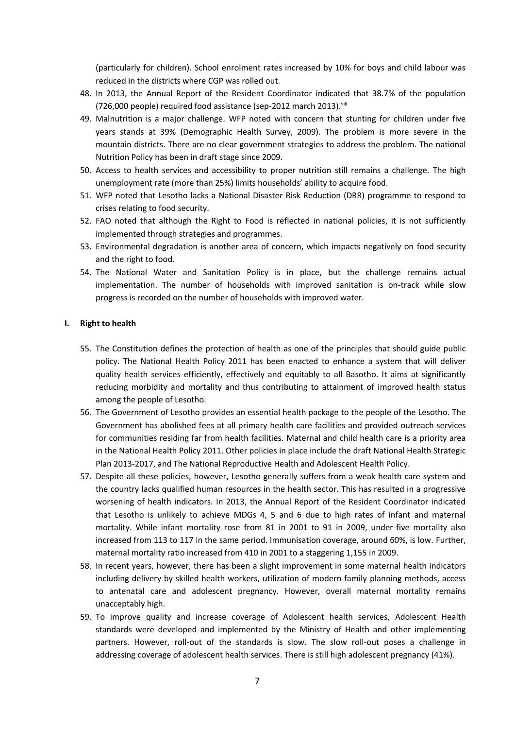(particularly for children). School enrolment rates increased by 10% for boys and child labour was reduced in the districts where CGP was rolled out.

48. In 2013, the Annual Report of the Resident Coordinator indicated that 38.7% of the population (726,000 people) required food assistance (sep-2012 march 2013).[viii]
49. Malnutrition is a major challenge. WFP noted with concern that stunting for children under five years stands at 39% (Demographic Health Survey, 2009). The problem is more severe in the mountain districts. There are no clear government strategies to address the problem. The national Nutrition Policy has been in draft stage since 2009.
50. Access to health services and accessibility to proper nutrition still remains a challenge. The high unemployment rate (more than 25%) limits households' ability to acquire food.
51. WFP noted that Lesotho lacks a National Disaster Risk Reduction (DRR) programme to respond to crises relating to food security.
52. FAO noted that although the Right to Food is reflected in national policies, it is not sufficiently implemented through strategies and programmes.
53. Environmental degradation is another area of concern, which impacts negatively on food security and the right to food.
54. The National Water and Sanitation Policy is in place, but the challenge remains actual implementation. The number of households with improved sanitation is on-track while slow progress is recorded on the number of households with improved water.

## I. Right to health

55. The Constitution defines the protection of health as one of the principles that should guide public policy. The National Health Policy 2011 has been enacted to enhance a system that will deliver quality health services efficiently, effectively and equitably to all Basotho. It aims at significantly reducing morbidity and mortality and thus contributing to attainment of improved health status among the people of Lesotho.
56. The Government of Lesotho provides an essential health package to the people of the Lesotho. The Government has abolished fees at all primary health care facilities and provided outreach services for communities residing far from health facilities. Maternal and child health care is a priority area in the National Health Policy 2011. Other policies in place include the draft National Health Strategic Plan 2013-2017, and The National Reproductive Health and Adolescent Health Policy.
57. Despite all these policies, however, Lesotho generally suffers from a weak health care system and the country lacks qualified human resources in the health sector. This has resulted in a progressive worsening of health indicators. In 2013, the Annual Report of the Resident Coordinator indicated that Lesotho is unlikely to achieve MDGs 4, 5 and 6 due to high rates of infant and maternal mortality. While infant mortality rose from 81 in 2001 to 91 in 2009, under-five mortality also increased from 113 to 117 in the same period. Immunisation coverage, around 60%, is low. Further, maternal mortality ratio increased from 410 in 2001 to a staggering 1,155 in 2009.
58. In recent years, however, there has been a slight improvement in some maternal health indicators including delivery by skilled health workers, utilization of modern family planning methods, access to antenatal care and adolescent pregnancy. However, overall maternal mortality remains unacceptably high.
59. To improve quality and increase coverage of Adolescent health services, Adolescent Health standards were developed and implemented by the Ministry of Health and other implementing partners. However, roll-out of the standards is slow. The slow roll-out poses a challenge in addressing coverage of adolescent health services. There is still high adolescent pregnancy (41%).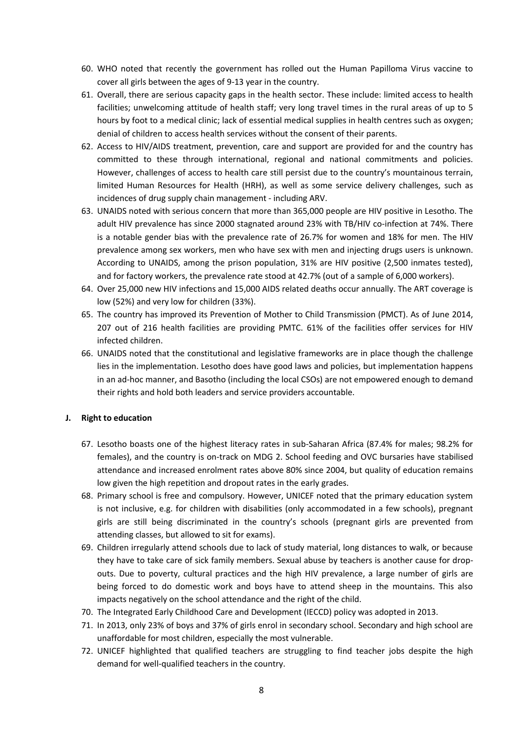60. WHO noted that recently the government has rolled out the Human Papilloma Virus vaccine to cover all girls between the ages of 9-13 year in the country.
61. Overall, there are serious capacity gaps in the health sector. These include: limited access to health facilities; unwelcoming attitude of health staff; very long travel times in the rural areas of up to 5 hours by foot to a medical clinic; lack of essential medical supplies in health centres such as oxygen; denial of children to access health services without the consent of their parents.
62. Access to HIV/AIDS treatment, prevention, care and support are provided for and the country has committed to these through international, regional and national commitments and policies. However, challenges of access to health care still persist due to the country's mountainous terrain, limited Human Resources for Health (HRH), as well as some service delivery challenges, such as incidences of drug supply chain management - including ARV.
63. UNAIDS noted with serious concern that more than 365,000 people are HIV positive in Lesotho. The adult HIV prevalence has since 2000 stagnated around 23% with TB/HIV co-infection at 74%. There is a notable gender bias with the prevalence rate of 26.7% for women and 18% for men. The HIV prevalence among sex workers, men who have sex with men and injecting drugs users is unknown. According to UNAIDS, among the prison population, 31% are HIV positive (2,500 inmates tested), and for factory workers, the prevalence rate stood at 42.7% (out of a sample of 6,000 workers).
64. Over 25,000 new HIV infections and 15,000 AIDS related deaths occur annually. The ART coverage is low (52%) and very low for children (33%).
65. The country has improved its Prevention of Mother to Child Transmission (PMCT). As of June 2014, 207 out of 216 health facilities are providing PMTC. 61% of the facilities offer services for HIV infected children.
66. UNAIDS noted that the constitutional and legislative frameworks are in place though the challenge lies in the implementation. Lesotho does have good laws and policies, but implementation happens in an ad-hoc manner, and Basotho (including the local CSOs) are not empowered enough to demand their rights and hold both leaders and service providers accountable.

**J. Right to education**

67. Lesotho boasts one of the highest literacy rates in sub-Saharan Africa (87.4% for males; 98.2% for females), and the country is on-track on MDG 2. School feeding and OVC bursaries have stabilised attendance and increased enrolment rates above 80% since 2004, but quality of education remains low given the high repetition and dropout rates in the early grades.
68. Primary school is free and compulsory. However, UNICEF noted that the primary education system is not inclusive, e.g. for children with disabilities (only accommodated in a few schools), pregnant girls are still being discriminated in the country's schools (pregnant girls are prevented from attending classes, but allowed to sit for exams).
69. Children irregularly attend schools due to lack of study material, long distances to walk, or because they have to take care of sick family members. Sexual abuse by teachers is another cause for drop-outs. Due to poverty, cultural practices and the high HIV prevalence, a large number of girls are being forced to do domestic work and boys have to attend sheep in the mountains. This also impacts negatively on the school attendance and the right of the child.
70. The Integrated Early Childhood Care and Development (IECCD) policy was adopted in 2013.
71. In 2013, only 23% of boys and 37% of girls enrol in secondary school. Secondary and high school are unaffordable for most children, especially the most vulnerable.
72. UNICEF highlighted that qualified teachers are struggling to find teacher jobs despite the high demand for well-qualified teachers in the country.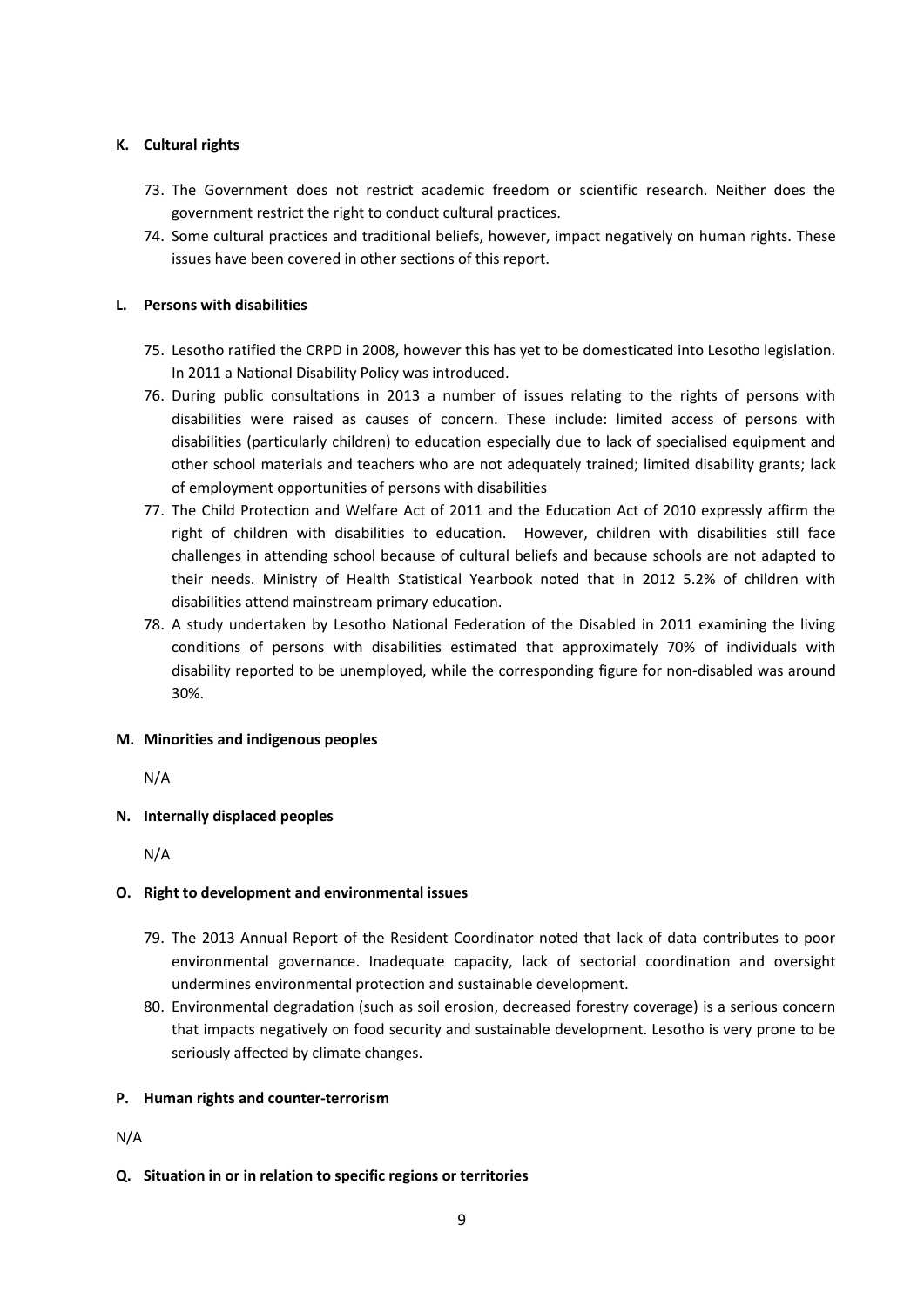### K. Cultural rights

73. The Government does not restrict academic freedom or scientific research. Neither does the government restrict the right to conduct cultural practices.
74. Some cultural practices and traditional beliefs, however, impact negatively on human rights. These issues have been covered in other sections of this report.

### L. Persons with disabilities

75. Lesotho ratified the CRPD in 2008, however this has yet to be domesticated into Lesotho legislation. In 2011 a National Disability Policy was introduced.
76. During public consultations in 2013 a number of issues relating to the rights of persons with disabilities were raised as causes of concern. These include: limited access of persons with disabilities (particularly children) to education especially due to lack of specialised equipment and other school materials and teachers who are not adequately trained; limited disability grants; lack of employment opportunities of persons with disabilities
77. The Child Protection and Welfare Act of 2011 and the Education Act of 2010 expressly affirm the right of children with disabilities to education. However, children with disabilities still face challenges in attending school because of cultural beliefs and because schools are not adapted to their needs. Ministry of Health Statistical Yearbook noted that in 2012 5.2% of children with disabilities attend mainstream primary education.
78. A study undertaken by Lesotho National Federation of the Disabled in 2011 examining the living conditions of persons with disabilities estimated that approximately 70% of individuals with disability reported to be unemployed, while the corresponding figure for non-disabled was around 30%.

### M. Minorities and indigenous peoples

N/A

### N. Internally displaced peoples

N/A

### O. Right to development and environmental issues

79. The 2013 Annual Report of the Resident Coordinator noted that lack of data contributes to poor environmental governance. Inadequate capacity, lack of sectorial coordination and oversight undermines environmental protection and sustainable development.
80. Environmental degradation (such as soil erosion, decreased forestry coverage) is a serious concern that impacts negatively on food security and sustainable development. Lesotho is very prone to be seriously affected by climate changes.

### P. Human rights and counter-terrorism

N/A

### Q. Situation in or in relation to specific regions or territories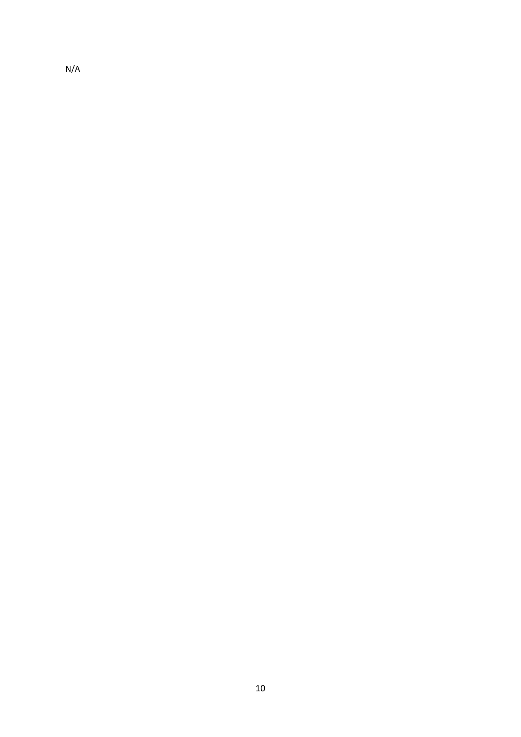N/A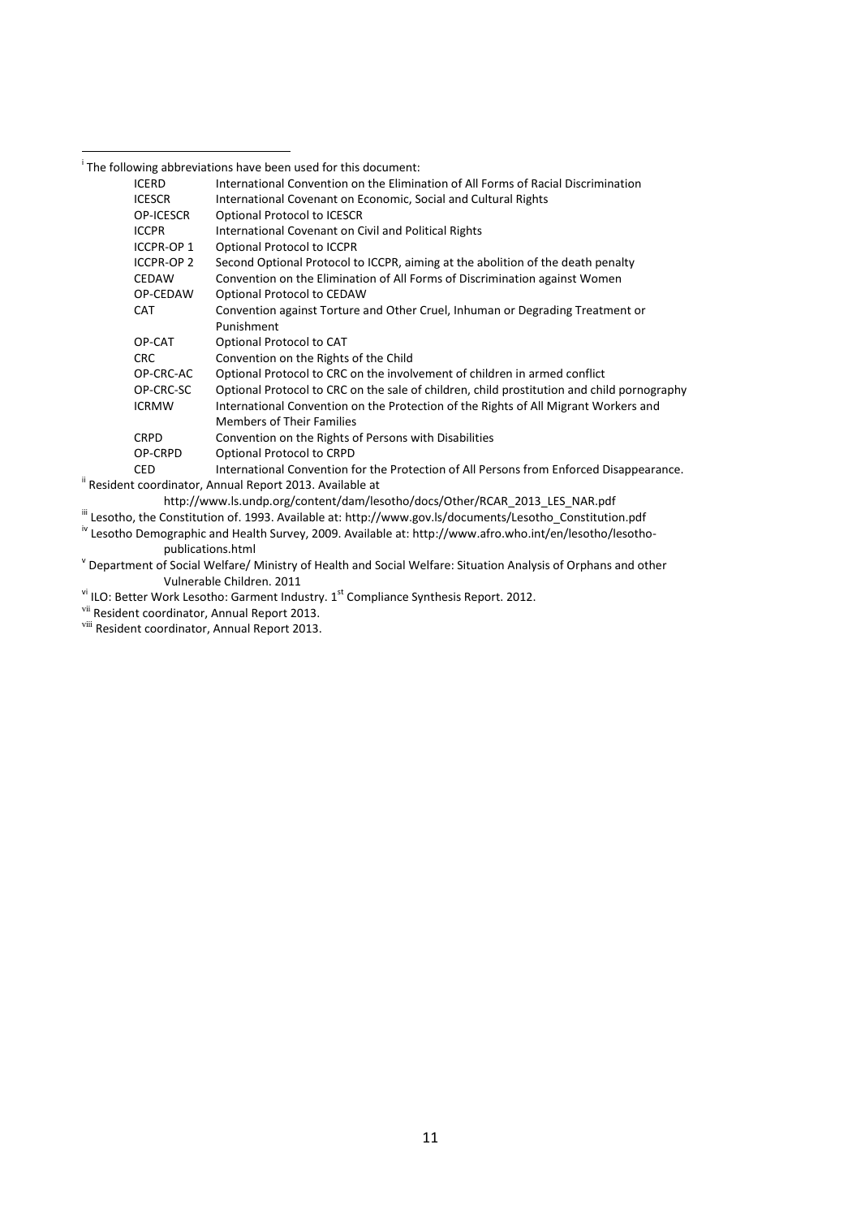[i] The following abbreviations have been used for this document:

| | |
|---|---|
| ICERD | International Convention on the Elimination of All Forms of Racial Discrimination |
| ICESCR | International Covenant on Economic, Social and Cultural Rights |
| OP-ICESCR | Optional Protocol to ICESCR |
| ICCPR | International Covenant on Civil and Political Rights |
| ICCPR-OP 1 | Optional Protocol to ICCPR |
| ICCPR-OP 2 | Second Optional Protocol to ICCPR, aiming at the abolition of the death penalty |
| CEDAW | Convention on the Elimination of All Forms of Discrimination against Women |
| OP-CEDAW | Optional Protocol to CEDAW |
| CAT | Convention against Torture and Other Cruel, Inhuman or Degrading Treatment or Punishment |
| OP-CAT | Optional Protocol to CAT |
| CRC | Convention on the Rights of the Child |
| OP-CRC-AC | Optional Protocol to CRC on the involvement of children in armed conflict |
| OP-CRC-SC | Optional Protocol to CRC on the sale of children, child prostitution and child pornography |
| ICRMW | International Convention on the Protection of the Rights of All Migrant Workers and Members of Their Families |
| CRPD | Convention on the Rights of Persons with Disabilities |
| OP-CRPD | Optional Protocol to CRPD |
| CED | International Convention for the Protection of All Persons from Enforced Disappearance. |

[ii] Resident coordinator, Annual Report 2013. Available at http://www.ls.undp.org/content/dam/lesotho/docs/Other/RCAR_2013_LES_NAR.pdf

[iii] Lesotho, the Constitution of. 1993. Available at: http://www.gov.ls/documents/Lesotho_Constitution.pdf

[iv] Lesotho Demographic and Health Survey, 2009. Available at: http://www.afro.who.int/en/lesotho/lesotho-publications.html

[v] Department of Social Welfare/ Ministry of Health and Social Welfare: Situation Analysis of Orphans and other Vulnerable Children. 2011

[vi] ILO: Better Work Lesotho: Garment Industry. 1st Compliance Synthesis Report. 2012.

[vii] Resident coordinator, Annual Report 2013.

[viii] Resident coordinator, Annual Report 2013.